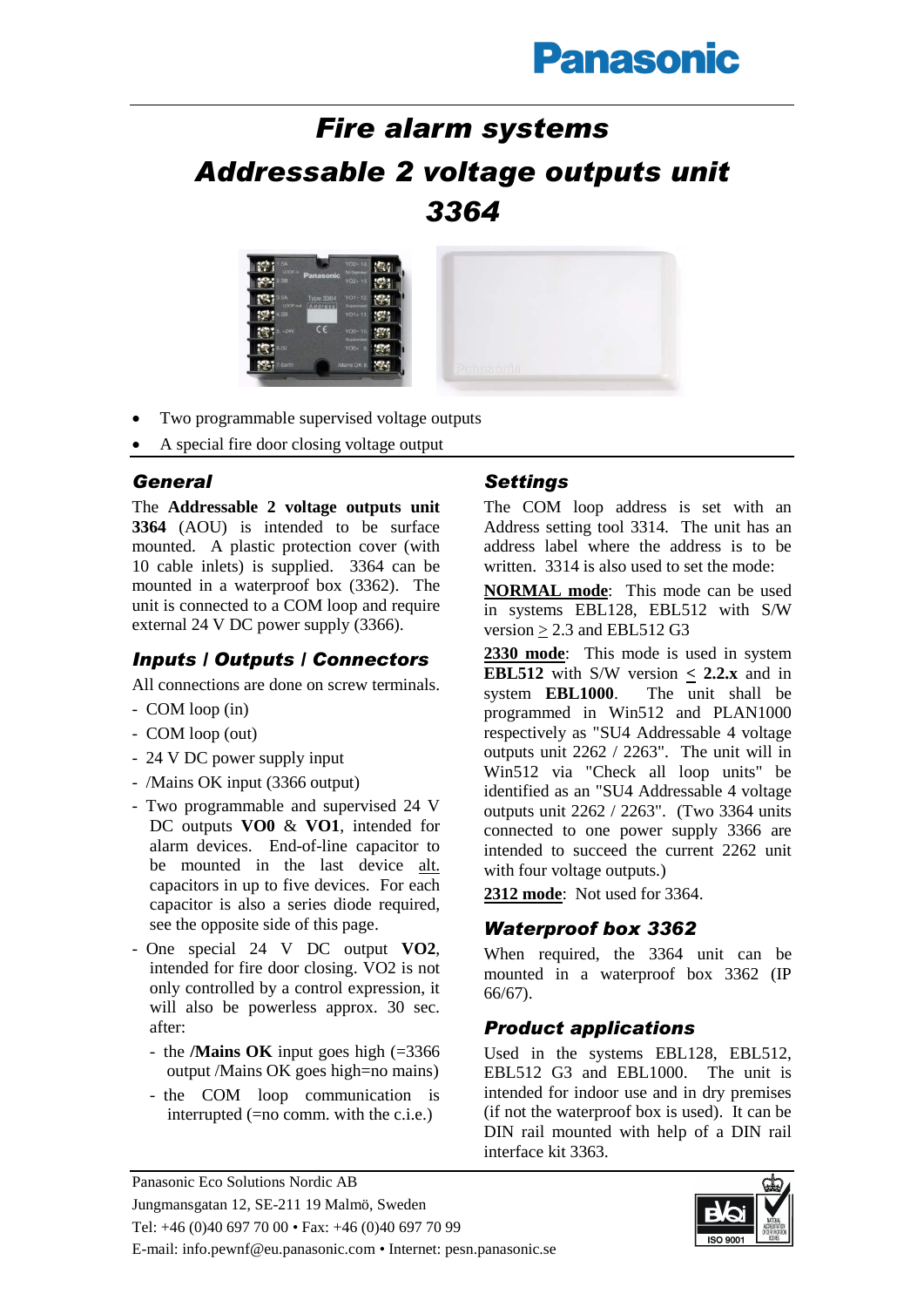Panasonic

# Fire alarm systems

# Addressable 2 voltage outputs unit 3364

- Two programmable supervised voltage outputs
- A special fire door closing voltage output

## General

The **Addressable 2 voltage outputs unit 3364** (AOU) is intended to be surface mounted. A plastic protection cover (with 10 cable inlets) is supplied. 3364 can be mounted in a waterproof box (3362). The unit is connected to a COM loop and require external 24 V DC power supply (3366).

## Inputs / Outputs / Connectors

All connections are done on screw terminals.

- COM loop (in)
- COM loop (out)
- 24 V DC power supply input
- /Mains OK input (3366 output)
- Two programmable and supervised 24 V DC outputs **VO0** & **VO1**, intended for alarm devices. End-of-line capacitor to be mounted in the last device alt. capacitors in up to five devices. For each capacitor is also a series diode required, see the opposite side of this page.
- One special 24 V DC output **VO2**, intended for fire door closing. VO2 is not only controlled by a control expression, it will also be powerless approx. 30 sec. after:
  - the **/Mains OK** input goes high (=3366 output /Mains OK goes high=no mains)
  - the COM loop communication is interrupted (=no comm. with the c.i.e.)

## Settings

The COM loop address is set with an Address setting tool 3314. The unit has an address label where the address is to be written. 3314 is also used to set the mode:

**NORMAL mode**: This mode can be used in systems EBL128, EBL512 with S/W version ≥ 2.3 and EBL512 G3

**2330 mode**: This mode is used in system **EBL512** with S/W version **≤ 2.2.x** and in system **EBL1000**. The unit shall be programmed in Win512 and PLAN1000 respectively as "SU4 Addressable 4 voltage outputs unit 2262 / 2263". The unit will in Win512 via "Check all loop units" be identified as an "SU4 Addressable 4 voltage outputs unit 2262 / 2263". (Two 3364 units connected to one power supply 3366 are intended to succeed the current 2262 unit with four voltage outputs.)

**2312 mode**: Not used for 3364.

## Waterproof box 3362

When required, the 3364 unit can be mounted in a waterproof box 3362 (IP 66/67).

## Product applications

Used in the systems EBL128, EBL512, EBL512 G3 and EBL1000. The unit is intended for indoor use and in dry premises (if not the waterproof box is used). It can be DIN rail mounted with help of a DIN rail interface kit 3363.

Panasonic Eco Solutions Nordic AB
Jungmansgatan 12, SE-211 19 Malmö, Sweden
Tel: +46 (0)40 697 70 00 • Fax: +46 (0)40 697 70 99
E-mail: info.pewnf@eu.panasonic.com • Internet: pesn.panasonic.se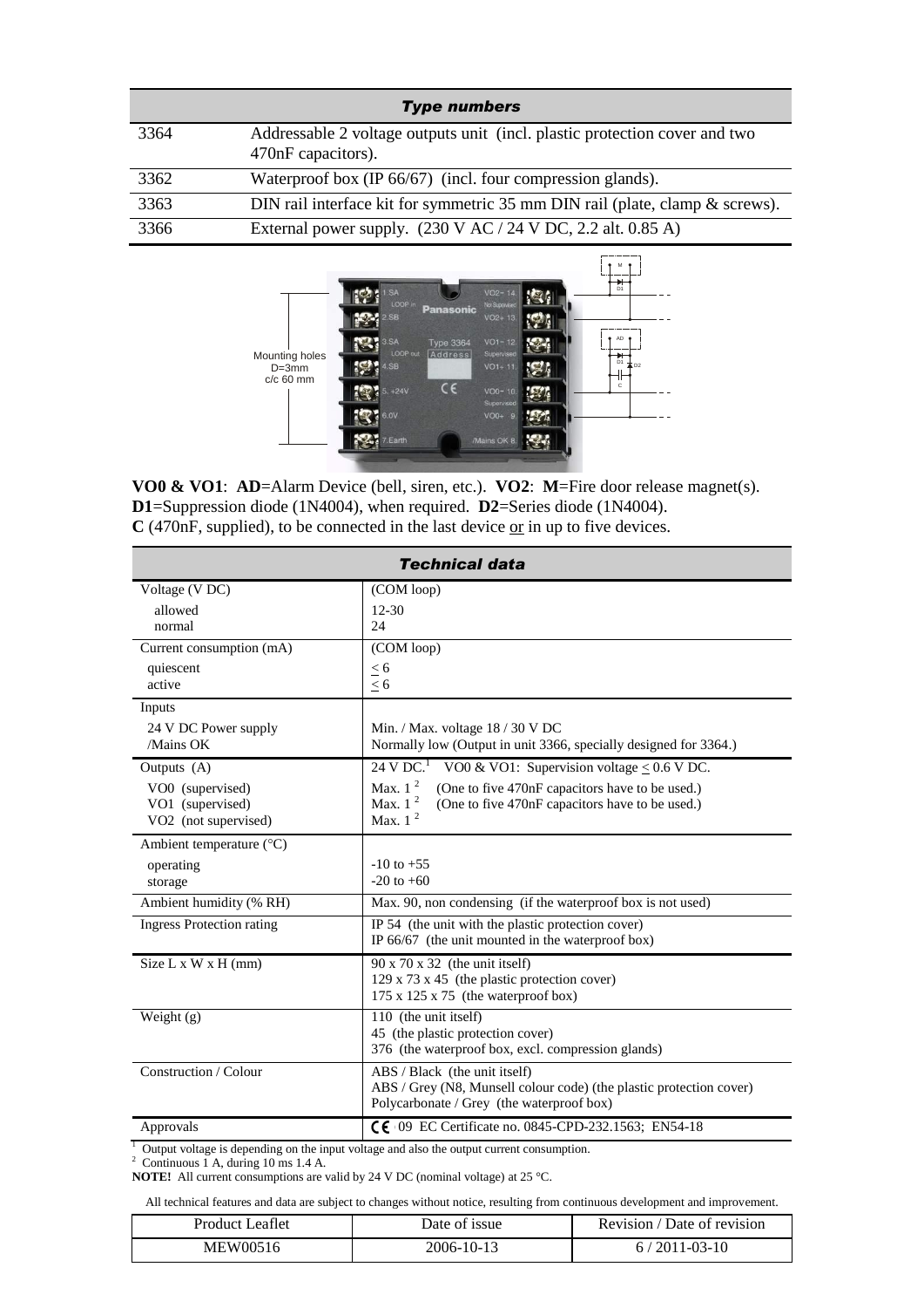| Type numbers | |
|---|---|
| 3364 | Addressable 2 voltage outputs unit (incl. plastic protection cover and two 470nF capacitors). |
| 3362 | Waterproof box (IP 66/67) (incl. four compression glands). |
| 3363 | DIN rail interface kit for symmetric 35 mm DIN rail (plate, clamp & screws). |
| 3366 | External power supply. (230 V AC / 24 V DC, 2.2 alt. 0.85 A) |

Mounting holes
D=3mm
c/c 60 mm

**VO0 & VO1**: **AD**=Alarm Device (bell, siren, etc.). **VO2**: **M**=Fire door release magnet(s).
**D1**=Suppression diode (1N4004), when required. **D2**=Series diode (1N4004).
**C** (470nF, supplied), to be connected in the last device or in up to five devices.

| Technical data | |
|---|---|
| Voltage (V DC) | (COM loop) |
| allowed<br>normal | 12-30<br>24 |
| Current consumption (mA) | (COM loop) |
| quiescent<br>active | ≤ 6<br>≤ 6 |
| Inputs | |
| 24 V DC Power supply<br>/Mains OK | Min. / Max. voltage 18 / 30 V DC<br>Normally low (Output in unit 3366, specially designed for 3364.) |
| Outputs (A) | 24 V DC.[1] VO0 & VO1: Supervision voltage ≤ 0.6 V DC. |
| VO0 (supervised)<br>VO1 (supervised)<br>VO2 (not supervised) | Max. 1 [2] (One to five 470nF capacitors have to be used.)<br>Max. 1 [2] (One to five 470nF capacitors have to be used.)<br>Max. 1 [2] |
| Ambient temperature (°C) | |
| operating<br>storage | -10 to +55<br>-20 to +60 |
| Ambient humidity (% RH) | Max. 90, non condensing (if the waterproof box is not used) |
| Ingress Protection rating | IP 54 (the unit with the plastic protection cover)<br>IP 66/67 (the unit mounted in the waterproof box) |
| Size L x W x H (mm) | 90 x 70 x 32 (the unit itself)<br>129 x 73 x 45 (the plastic protection cover)<br>175 x 125 x 75 (the waterproof box) |
| Weight (g) | 110 (the unit itself)<br>45 (the plastic protection cover)<br>376 (the waterproof box, excl. compression glands) |
| Construction / Colour | ABS / Black (the unit itself)<br>ABS / Grey (N8, Munsell colour code) (the plastic protection cover)<br>Polycarbonate / Grey (the waterproof box) |
| Approvals | CE 09 EC Certificate no. 0845-CPD-232.1563; EN54-18 |

[1] Output voltage is depending on the input voltage and also the output current consumption.
[2] Continuous 1 A, during 10 ms 1.4 A.
**NOTE!** All current consumptions are valid by 24 V DC (nominal voltage) at 25 °C.

All technical features and data are subject to changes without notice, resulting from continuous development and improvement.

| Product Leaflet | Date of issue | Revision / Date of revision |
|---|---|---|
| MEW00516 | 2006-10-13 | 6 / 2011-03-10 |